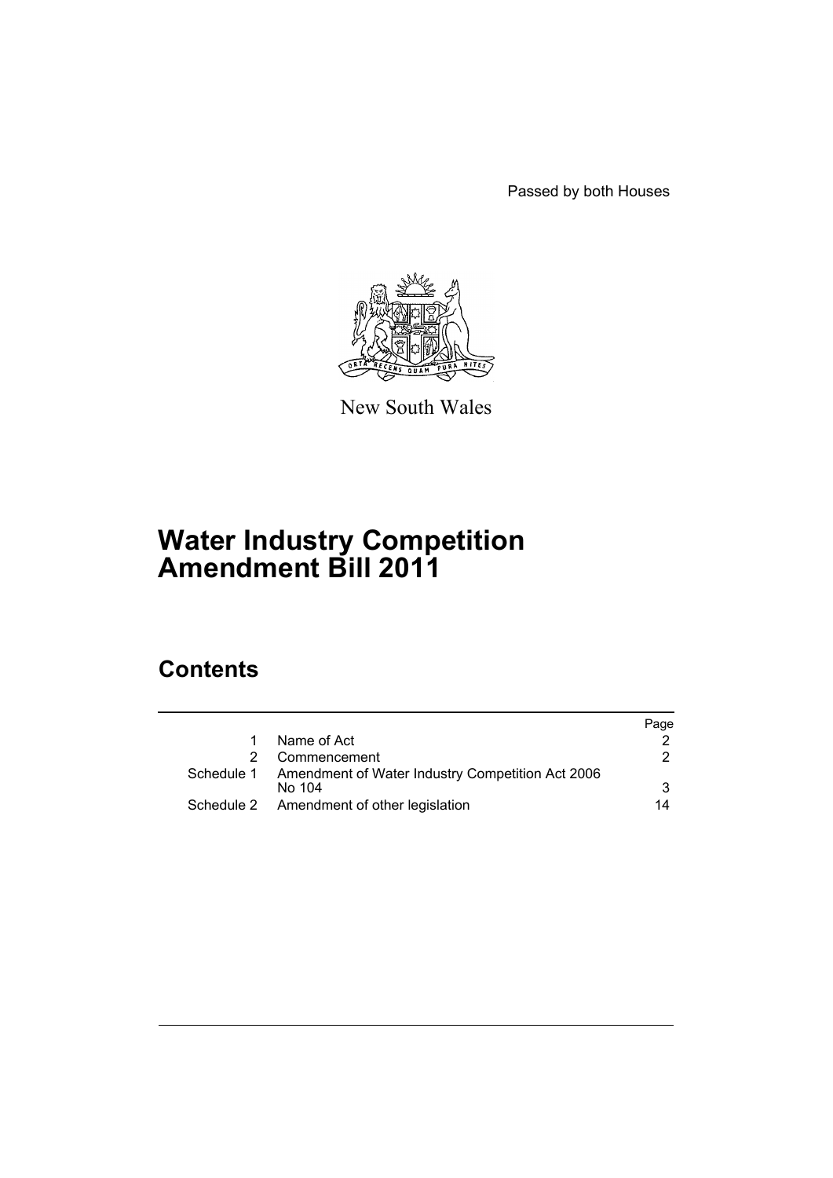Passed by both Houses

New South Wales

# Water Industry Competition Amendment Bill 2011

## Contents

| | | Page |
|---|---|---|
| 1 | Name of Act | 2 |
| 2 | Commencement | 2 |
| Schedule 1 | Amendment of Water Industry Competition Act 2006 No 104 | 3 |
| Schedule 2 | Amendment of other legislation | 14 |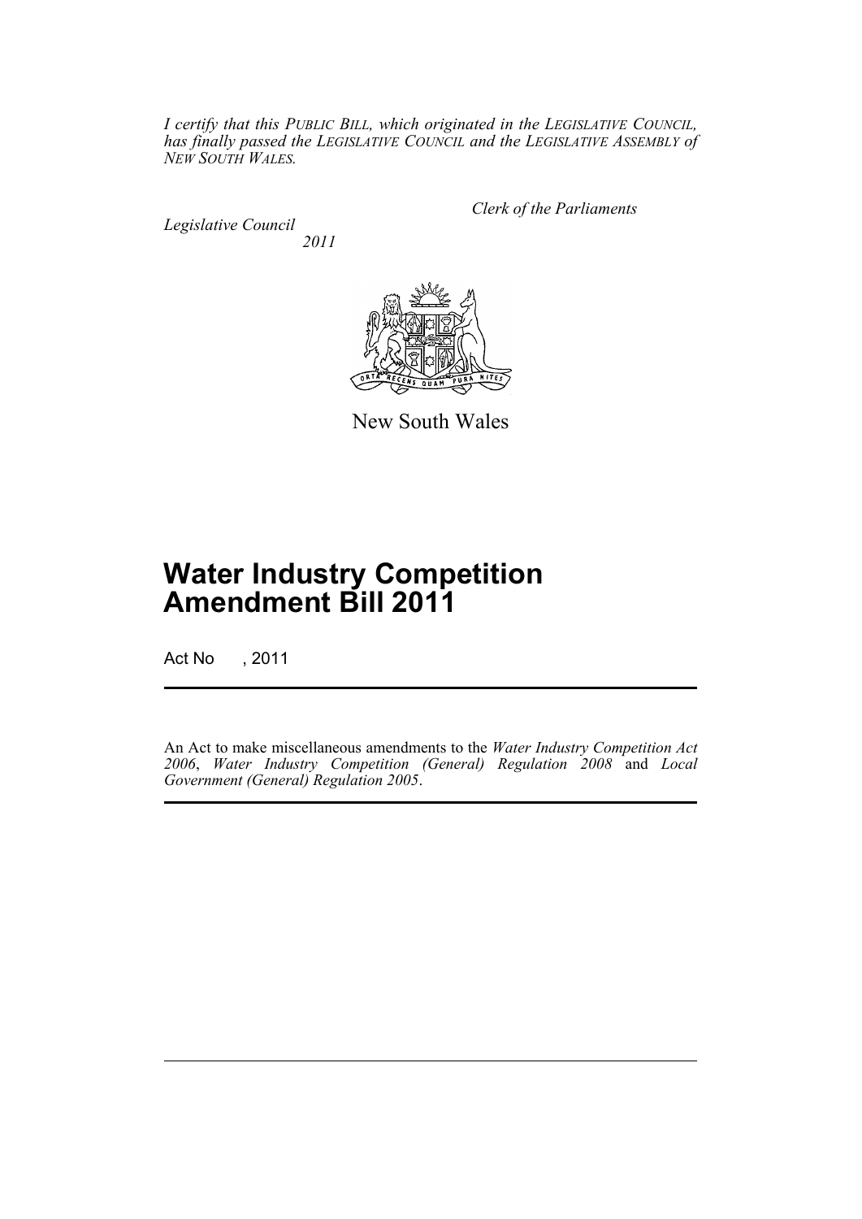*I certify that this PUBLIC BILL, which originated in the LEGISLATIVE COUNCIL, has finally passed the LEGISLATIVE COUNCIL and the LEGISLATIVE ASSEMBLY of NEW SOUTH WALES.*

*Clerk of the Parliaments*

*Legislative Council*

*2011*

New South Wales

# Water Industry Competition Amendment Bill 2011

Act No , 2011

An Act to make miscellaneous amendments to the *Water Industry Competition Act 2006*, *Water Industry Competition (General) Regulation 2008* and *Local Government (General) Regulation 2005*.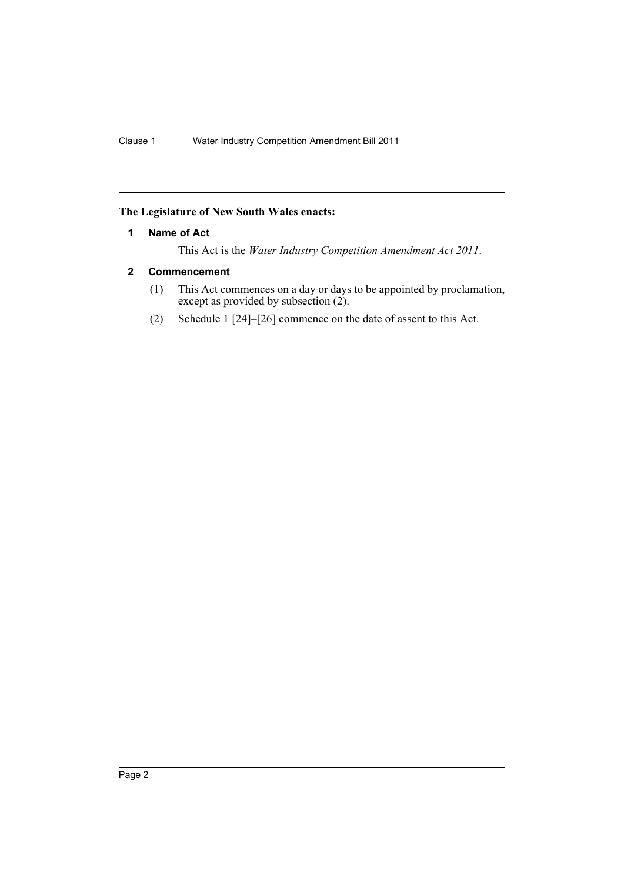**The Legislature of New South Wales enacts:**

### 1 Name of Act

This Act is the *Water Industry Competition Amendment Act 2011*.

### 2 Commencement

(1) This Act commences on a day or days to be appointed by proclamation, except as provided by subsection (2).

(2) Schedule 1 [24]–[26] commence on the date of assent to this Act.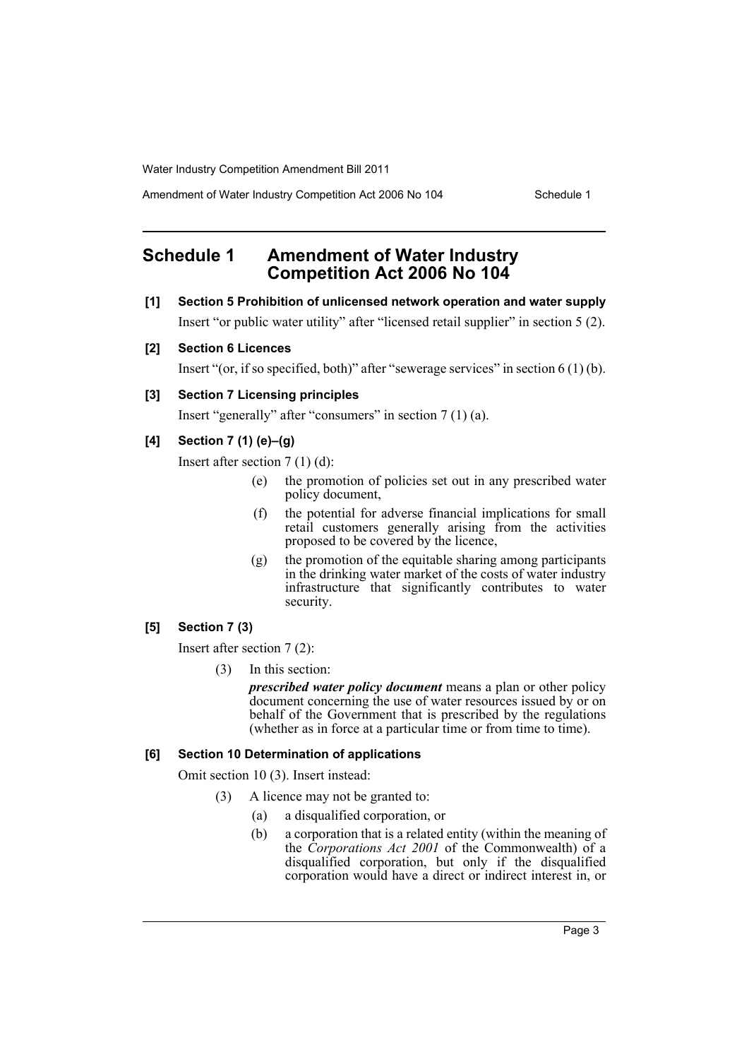## Schedule 1 Amendment of Water Industry Competition Act 2006 No 104

**[1] Section 5 Prohibition of unlicensed network operation and water supply**

Insert "or public water utility" after "licensed retail supplier" in section 5 (2).

**[2] Section 6 Licences**

Insert "(or, if so specified, both)" after "sewerage services" in section 6 (1) (b).

**[3] Section 7 Licensing principles**

Insert "generally" after "consumers" in section 7 (1) (a).

**[4] Section 7 (1) (e)–(g)**

Insert after section 7 (1) (d):

> (e) the promotion of policies set out in any prescribed water policy document,
>
> (f) the potential for adverse financial implications for small retail customers generally arising from the activities proposed to be covered by the licence,
>
> (g) the promotion of the equitable sharing among participants in the drinking water market of the costs of water industry infrastructure that significantly contributes to water security.

**[5] Section 7 (3)**

Insert after section 7 (2):

> (3) In this section:
>
> ***prescribed water policy document*** means a plan or other policy document concerning the use of water resources issued by or on behalf of the Government that is prescribed by the regulations (whether as in force at a particular time or from time to time).

**[6] Section 10 Determination of applications**

Omit section 10 (3). Insert instead:

> (3) A licence may not be granted to:
>
> (a) a disqualified corporation, or
>
> (b) a corporation that is a related entity (within the meaning of the *Corporations Act 2001* of the Commonwealth) of a disqualified corporation, but only if the disqualified corporation would have a direct or indirect interest in, or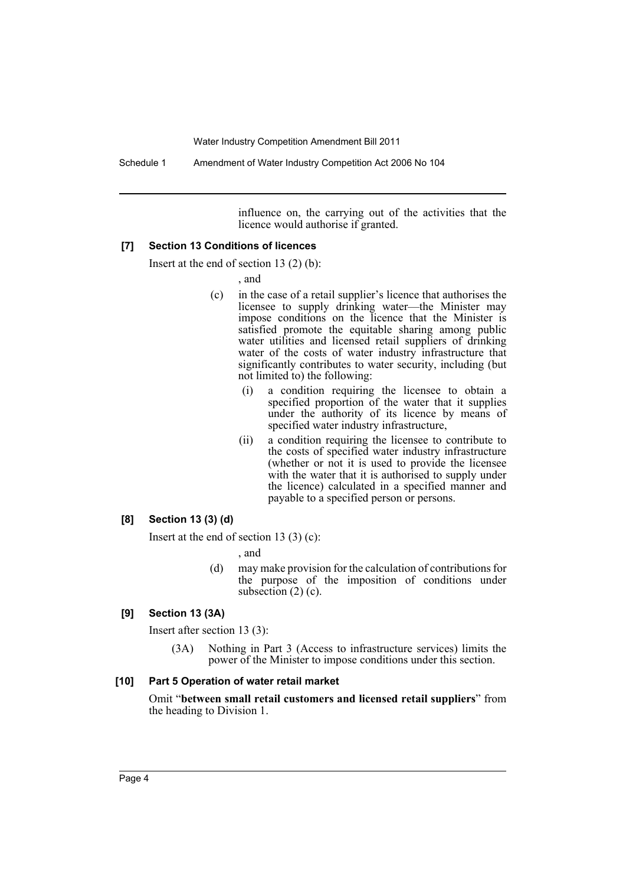influence on, the carrying out of the activities that the licence would authorise if granted.

#### [7] Section 13 Conditions of licences

Insert at the end of section 13 (2) (b):

, and

(c) in the case of a retail supplier's licence that authorises the licensee to supply drinking water—the Minister may impose conditions on the licence that the Minister is satisfied promote the equitable sharing among public water utilities and licensed retail suppliers of drinking water of the costs of water industry infrastructure that significantly contributes to water security, including (but not limited to) the following:

(i) a condition requiring the licensee to obtain a specified proportion of the water that it supplies under the authority of its licence by means of specified water industry infrastructure,

(ii) a condition requiring the licensee to contribute to the costs of specified water industry infrastructure (whether or not it is used to provide the licensee with the water that it is authorised to supply under the licence) calculated in a specified manner and payable to a specified person or persons.

#### [8] Section 13 (3) (d)

Insert at the end of section 13 (3) (c):

, and

(d) may make provision for the calculation of contributions for the purpose of the imposition of conditions under subsection (2) (c).

#### [9] Section 13 (3A)

Insert after section 13 (3):

(3A) Nothing in Part 3 (Access to infrastructure services) limits the power of the Minister to impose conditions under this section.

#### [10] Part 5 Operation of water retail market

Omit "**between small retail customers and licensed retail suppliers**" from the heading to Division 1.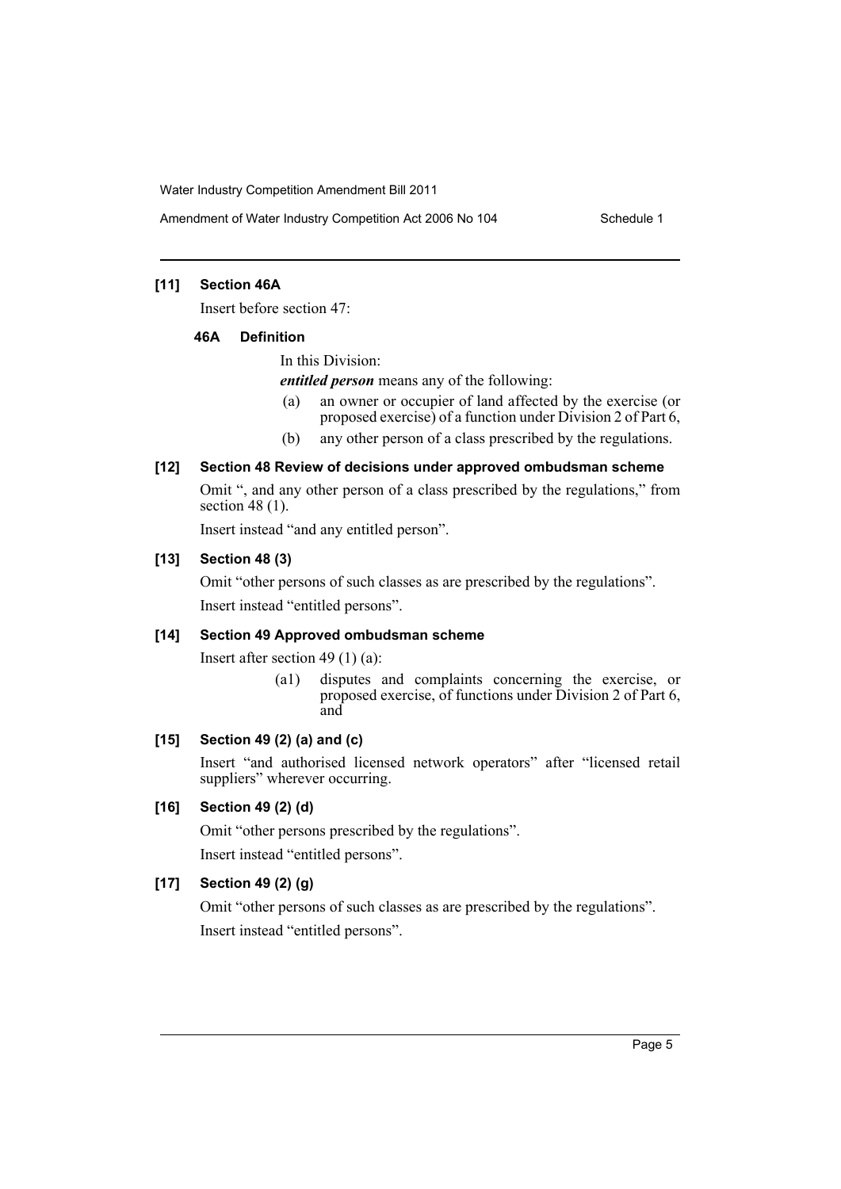### [11] Section 46A

Insert before section 47:

#### 46A Definition

In this Division:

***entitled person*** means any of the following:

(a) an owner or occupier of land affected by the exercise (or proposed exercise) of a function under Division 2 of Part 6,

(b) any other person of a class prescribed by the regulations.

### [12] Section 48 Review of decisions under approved ombudsman scheme

Omit ", and any other person of a class prescribed by the regulations," from section 48 (1).

Insert instead "and any entitled person".

### [13] Section 48 (3)

Omit "other persons of such classes as are prescribed by the regulations".

Insert instead "entitled persons".

### [14] Section 49 Approved ombudsman scheme

Insert after section 49 (1) (a):

(a1) disputes and complaints concerning the exercise, or proposed exercise, of functions under Division 2 of Part 6, and

### [15] Section 49 (2) (a) and (c)

Insert "and authorised licensed network operators" after "licensed retail suppliers" wherever occurring.

### [16] Section 49 (2) (d)

Omit "other persons prescribed by the regulations".

Insert instead "entitled persons".

### [17] Section 49 (2) (g)

Omit "other persons of such classes as are prescribed by the regulations".

Insert instead "entitled persons".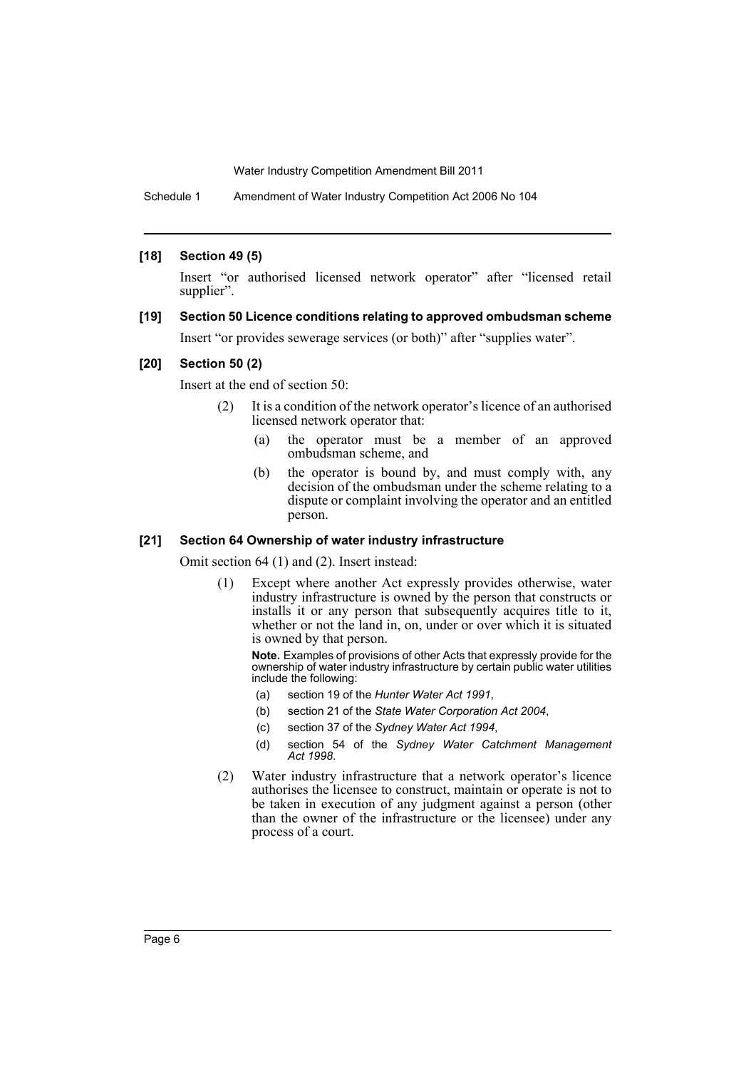### [18] Section 49 (5)

Insert "or authorised licensed network operator" after "licensed retail supplier".

### [19] Section 50 Licence conditions relating to approved ombudsman scheme

Insert "or provides sewerage services (or both)" after "supplies water".

### [20] Section 50 (2)

Insert at the end of section 50:

(2) It is a condition of the network operator's licence of an authorised licensed network operator that:

- (a) the operator must be a member of an approved ombudsman scheme, and
- (b) the operator is bound by, and must comply with, any decision of the ombudsman under the scheme relating to a dispute or complaint involving the operator and an entitled person.

### [21] Section 64 Ownership of water industry infrastructure

Omit section 64 (1) and (2). Insert instead:

(1) Except where another Act expressly provides otherwise, water industry infrastructure is owned by the person that constructs or installs it or any person that subsequently acquires title to it, whether or not the land in, on, under or over which it is situated is owned by that person.

**Note.** Examples of provisions of other Acts that expressly provide for the ownership of water industry infrastructure by certain public water utilities include the following:

- (a) section 19 of the *Hunter Water Act 1991*,
- (b) section 21 of the *State Water Corporation Act 2004*,
- (c) section 37 of the *Sydney Water Act 1994*,
- (d) section 54 of the *Sydney Water Catchment Management Act 1998*.

(2) Water industry infrastructure that a network operator's licence authorises the licensee to construct, maintain or operate is not to be taken in execution of any judgment against a person (other than the owner of the infrastructure or the licensee) under any process of a court.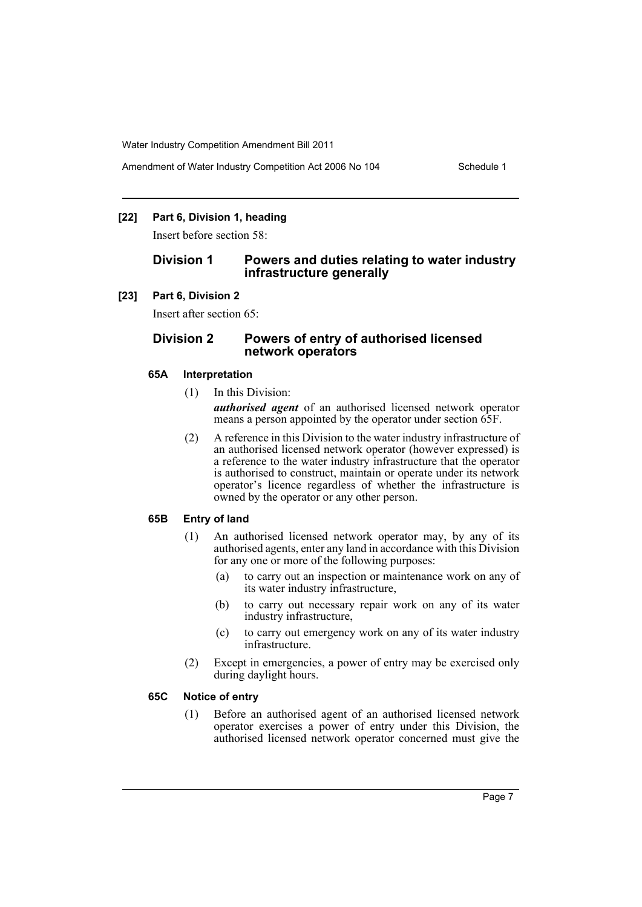**[22] Part 6, Division 1, heading**

Insert before section 58:

## Division 1 Powers and duties relating to water industry infrastructure generally

**[23] Part 6, Division 2**

Insert after section 65:

## Division 2 Powers of entry of authorised licensed network operators

### 65A Interpretation

(1) In this Division:

***authorised agent*** of an authorised licensed network operator means a person appointed by the operator under section 65F.

(2) A reference in this Division to the water industry infrastructure of an authorised licensed network operator (however expressed) is a reference to the water industry infrastructure that the operator is authorised to construct, maintain or operate under its network operator's licence regardless of whether the infrastructure is owned by the operator or any other person.

### 65B Entry of land

(1) An authorised licensed network operator may, by any of its authorised agents, enter any land in accordance with this Division for any one or more of the following purposes:

(a) to carry out an inspection or maintenance work on any of its water industry infrastructure,

(b) to carry out necessary repair work on any of its water industry infrastructure,

(c) to carry out emergency work on any of its water industry infrastructure.

(2) Except in emergencies, a power of entry may be exercised only during daylight hours.

### 65C Notice of entry

(1) Before an authorised agent of an authorised licensed network operator exercises a power of entry under this Division, the authorised licensed network operator concerned must give the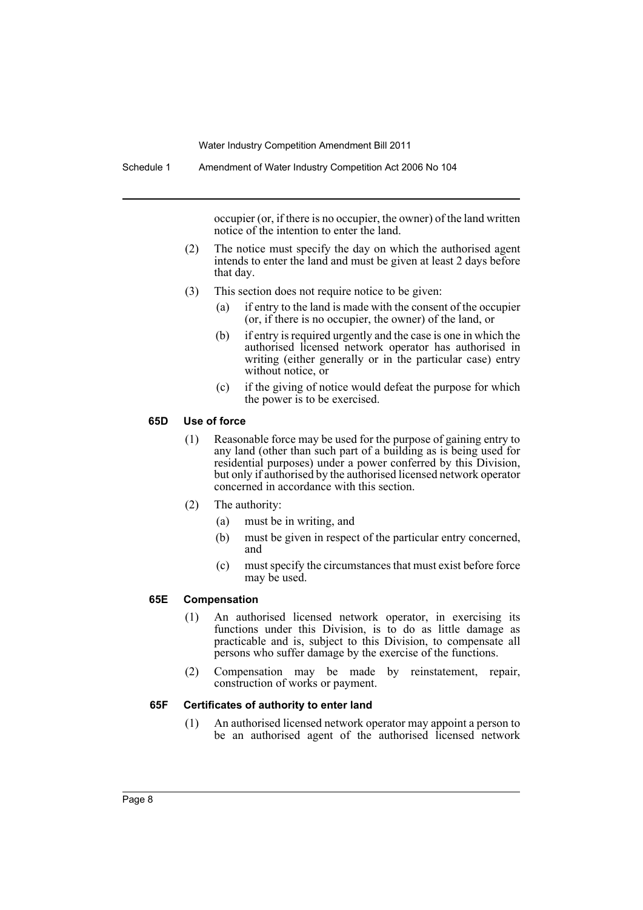occupier (or, if there is no occupier, the owner) of the land written notice of the intention to enter the land.

(2) The notice must specify the day on which the authorised agent intends to enter the land and must be given at least 2 days before that day.

(3) This section does not require notice to be given:

(a) if entry to the land is made with the consent of the occupier (or, if there is no occupier, the owner) of the land, or

(b) if entry is required urgently and the case is one in which the authorised licensed network operator has authorised in writing (either generally or in the particular case) entry without notice, or

(c) if the giving of notice would defeat the purpose for which the power is to be exercised.

#### 65D Use of force

(1) Reasonable force may be used for the purpose of gaining entry to any land (other than such part of a building as is being used for residential purposes) under a power conferred by this Division, but only if authorised by the authorised licensed network operator concerned in accordance with this section.

(2) The authority:

(a) must be in writing, and

(b) must be given in respect of the particular entry concerned, and

(c) must specify the circumstances that must exist before force may be used.

#### 65E Compensation

(1) An authorised licensed network operator, in exercising its functions under this Division, is to do as little damage as practicable and is, subject to this Division, to compensate all persons who suffer damage by the exercise of the functions.

(2) Compensation may be made by reinstatement, repair, construction of works or payment.

#### 65F Certificates of authority to enter land

(1) An authorised licensed network operator may appoint a person to be an authorised agent of the authorised licensed network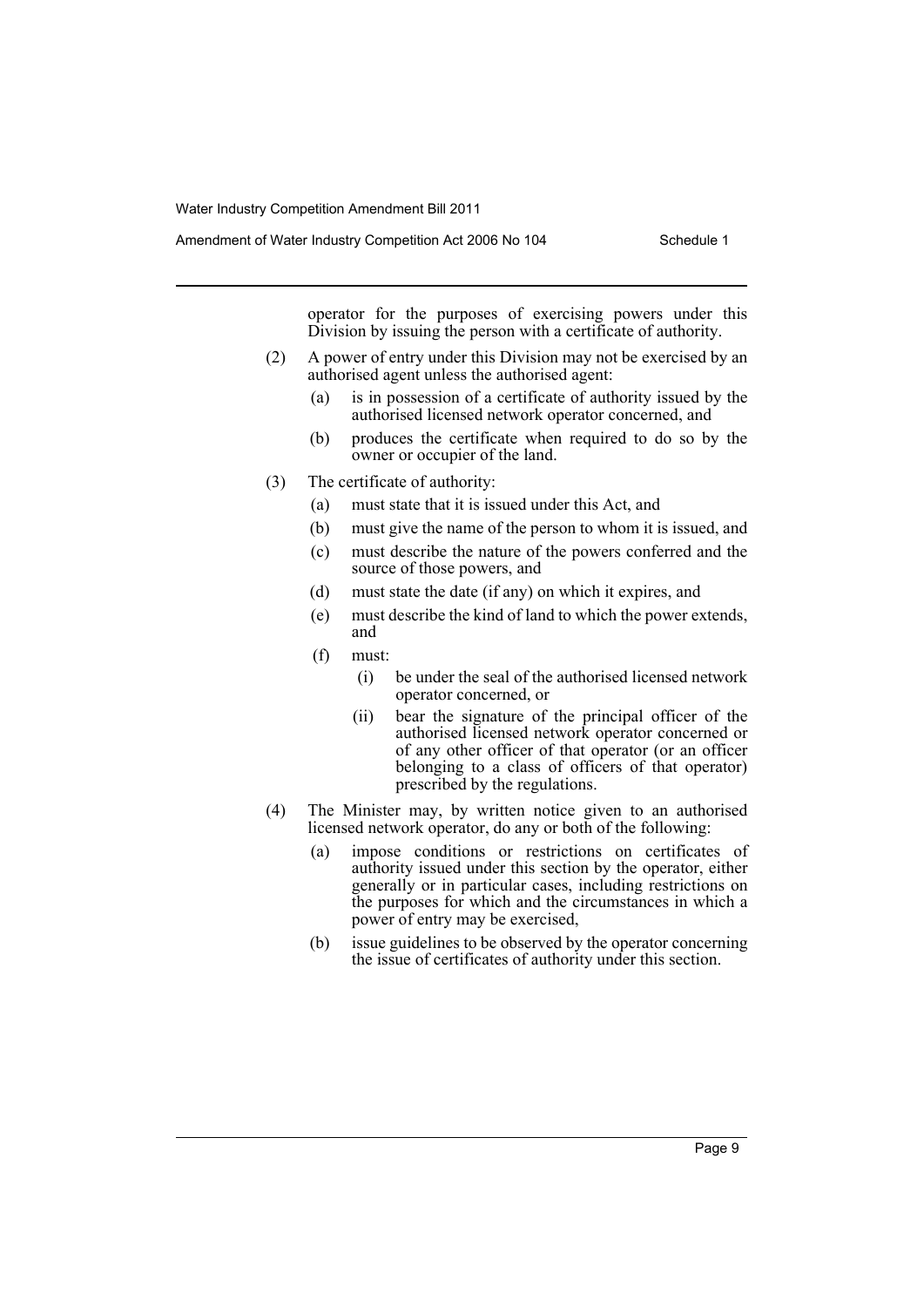operator for the purposes of exercising powers under this Division by issuing the person with a certificate of authority.

(2) A power of entry under this Division may not be exercised by an authorised agent unless the authorised agent:

- (a) is in possession of a certificate of authority issued by the authorised licensed network operator concerned, and
- (b) produces the certificate when required to do so by the owner or occupier of the land.

(3) The certificate of authority:

- (a) must state that it is issued under this Act, and
- (b) must give the name of the person to whom it is issued, and
- (c) must describe the nature of the powers conferred and the source of those powers, and
- (d) must state the date (if any) on which it expires, and
- (e) must describe the kind of land to which the power extends, and
- (f) must:
  - (i) be under the seal of the authorised licensed network operator concerned, or
  - (ii) bear the signature of the principal officer of the authorised licensed network operator concerned or of any other officer of that operator (or an officer belonging to a class of officers of that operator) prescribed by the regulations.

(4) The Minister may, by written notice given to an authorised licensed network operator, do any or both of the following:

- (a) impose conditions or restrictions on certificates of authority issued under this section by the operator, either generally or in particular cases, including restrictions on the purposes for which and the circumstances in which a power of entry may be exercised,
- (b) issue guidelines to be observed by the operator concerning the issue of certificates of authority under this section.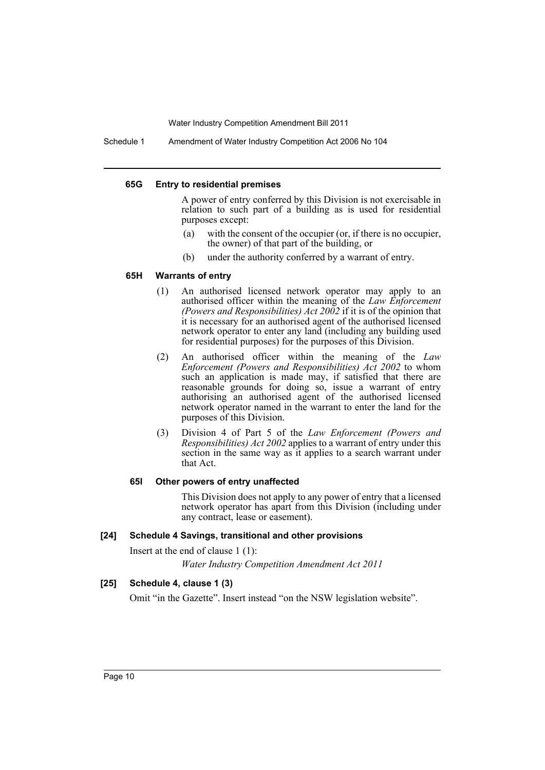#### 65G Entry to residential premises

A power of entry conferred by this Division is not exercisable in relation to such part of a building as is used for residential purposes except:

- (a) with the consent of the occupier (or, if there is no occupier, the owner) of that part of the building, or
- (b) under the authority conferred by a warrant of entry.

#### 65H Warrants of entry

(1) An authorised licensed network operator may apply to an authorised officer within the meaning of the *Law Enforcement (Powers and Responsibilities) Act 2002* if it is of the opinion that it is necessary for an authorised agent of the authorised licensed network operator to enter any land (including any building used for residential purposes) for the purposes of this Division.

(2) An authorised officer within the meaning of the *Law Enforcement (Powers and Responsibilities) Act 2002* to whom such an application is made may, if satisfied that there are reasonable grounds for doing so, issue a warrant of entry authorising an authorised agent of the authorised licensed network operator named in the warrant to enter the land for the purposes of this Division.

(3) Division 4 of Part 5 of the *Law Enforcement (Powers and Responsibilities) Act 2002* applies to a warrant of entry under this section in the same way as it applies to a search warrant under that Act.

#### 65I Other powers of entry unaffected

This Division does not apply to any power of entry that a licensed network operator has apart from this Division (including under any contract, lease or easement).

### [24] Schedule 4 Savings, transitional and other provisions

Insert at the end of clause 1 (1):

*Water Industry Competition Amendment Act 2011*

### [25] Schedule 4, clause 1 (3)

Omit "in the Gazette". Insert instead "on the NSW legislation website".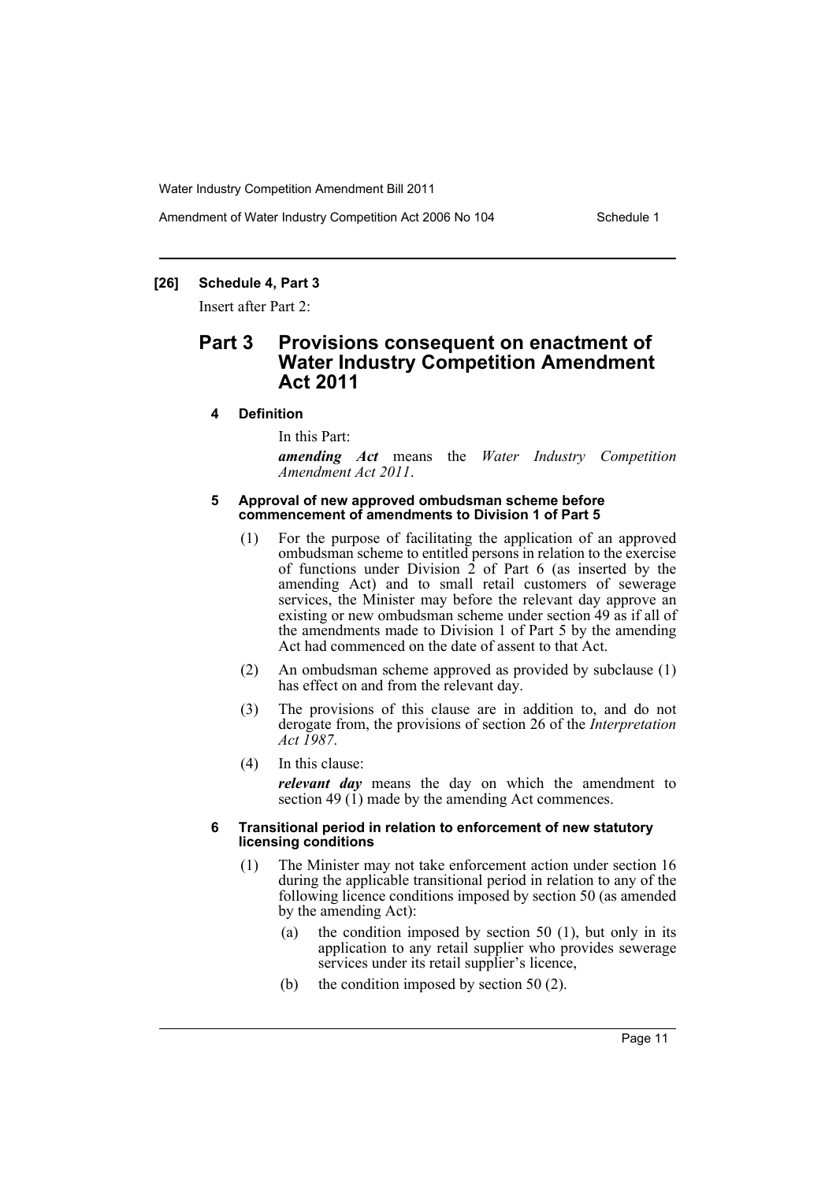**[26] Schedule 4, Part 3**

Insert after Part 2:

## Part 3 Provisions consequent on enactment of Water Industry Competition Amendment Act 2011

**4 Definition**

In this Part:

***amending Act*** means the *Water Industry Competition Amendment Act 2011*.

**5 Approval of new approved ombudsman scheme before commencement of amendments to Division 1 of Part 5**

(1) For the purpose of facilitating the application of an approved ombudsman scheme to entitled persons in relation to the exercise of functions under Division 2 of Part 6 (as inserted by the amending Act) and to small retail customers of sewerage services, the Minister may before the relevant day approve an existing or new ombudsman scheme under section 49 as if all of the amendments made to Division 1 of Part 5 by the amending Act had commenced on the date of assent to that Act.

(2) An ombudsman scheme approved as provided by subclause (1) has effect on and from the relevant day.

(3) The provisions of this clause are in addition to, and do not derogate from, the provisions of section 26 of the *Interpretation Act 1987*.

(4) In this clause:

***relevant day*** means the day on which the amendment to section 49 (1) made by the amending Act commences.

**6 Transitional period in relation to enforcement of new statutory licensing conditions**

(1) The Minister may not take enforcement action under section 16 during the applicable transitional period in relation to any of the following licence conditions imposed by section 50 (as amended by the amending Act):

(a) the condition imposed by section 50 (1), but only in its application to any retail supplier who provides sewerage services under its retail supplier's licence,

(b) the condition imposed by section 50 (2).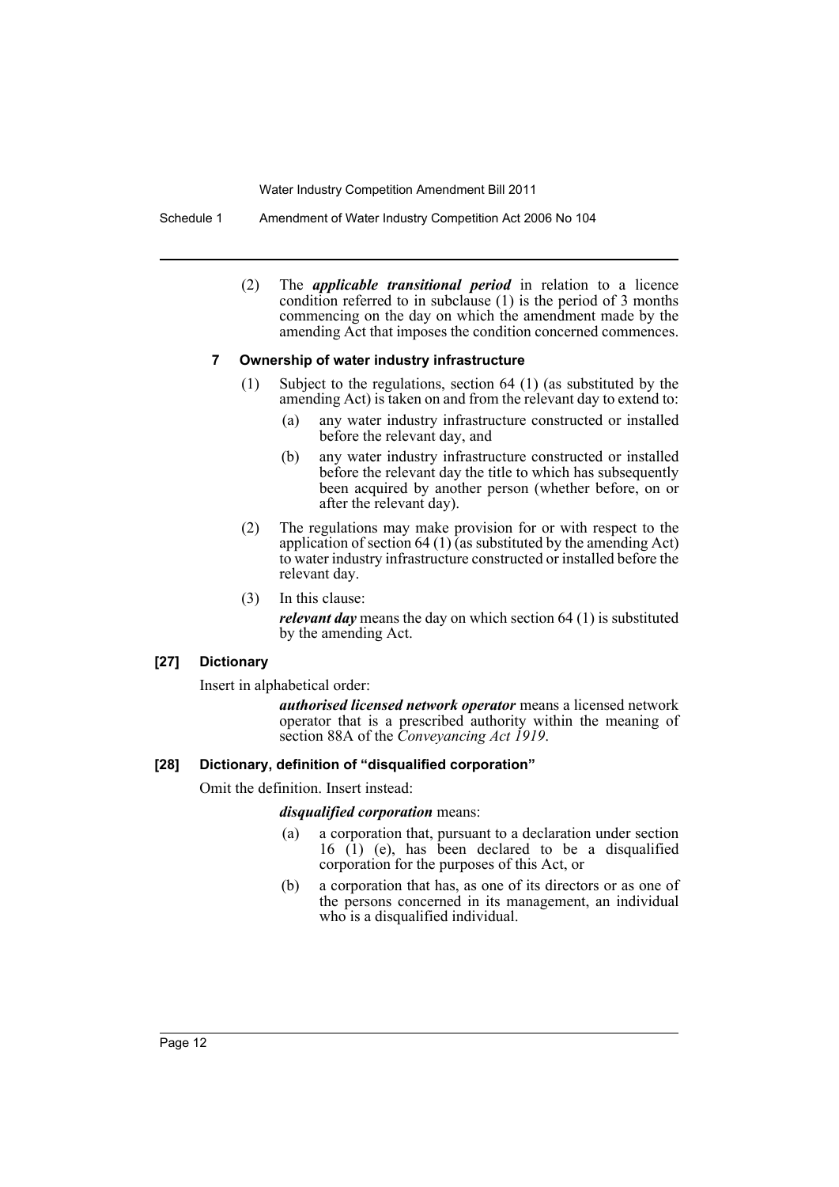(2) The ***applicable transitional period*** in relation to a licence condition referred to in subclause (1) is the period of 3 months commencing on the day on which the amendment made by the amending Act that imposes the condition concerned commences.

### 7 Ownership of water industry infrastructure

(1) Subject to the regulations, section 64 (1) (as substituted by the amending Act) is taken on and from the relevant day to extend to:

- (a) any water industry infrastructure constructed or installed before the relevant day, and
- (b) any water industry infrastructure constructed or installed before the relevant day the title to which has subsequently been acquired by another person (whether before, on or after the relevant day).

(2) The regulations may make provision for or with respect to the application of section 64 (1) (as substituted by the amending Act) to water industry infrastructure constructed or installed before the relevant day.

(3) In this clause:

***relevant day*** means the day on which section 64 (1) is substituted by the amending Act.

## [27] Dictionary

Insert in alphabetical order:

> ***authorised licensed network operator*** means a licensed network operator that is a prescribed authority within the meaning of section 88A of the *Conveyancing Act 1919*.

## [28] Dictionary, definition of "disqualified corporation"

Omit the definition. Insert instead:

> ***disqualified corporation*** means:
>
> - (a) a corporation that, pursuant to a declaration under section 16 (1) (e), has been declared to be a disqualified corporation for the purposes of this Act, or
> - (b) a corporation that has, as one of its directors or as one of the persons concerned in its management, an individual who is a disqualified individual.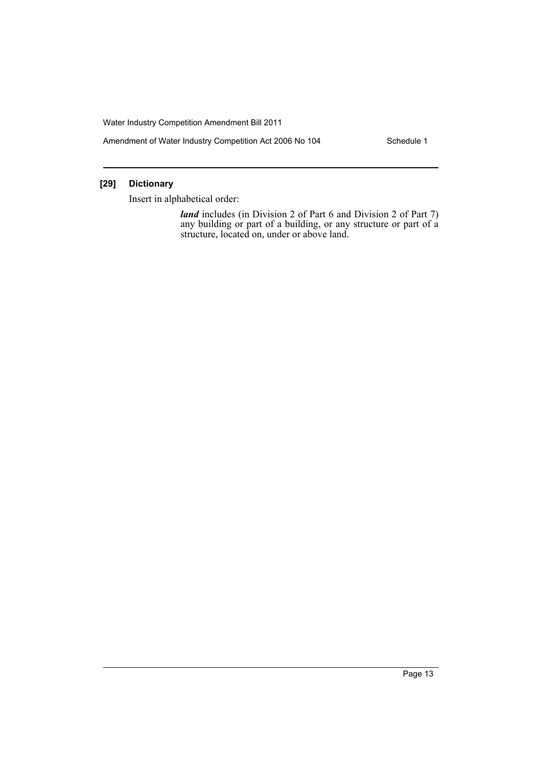### [29] Dictionary

Insert in alphabetical order:

> ***land*** includes (in Division 2 of Part 6 and Division 2 of Part 7) any building or part of a building, or any structure or part of a structure, located on, under or above land.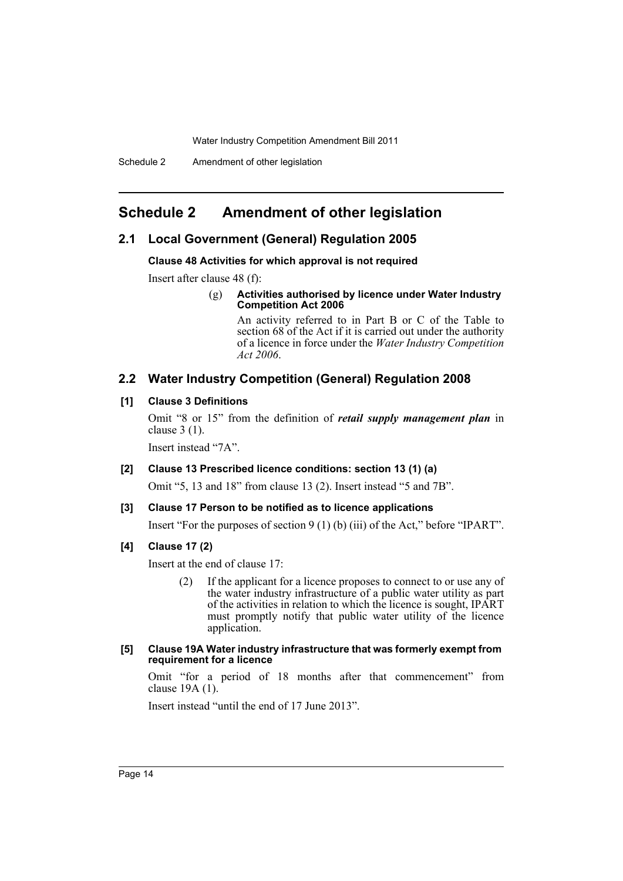# Schedule 2 Amendment of other legislation

## 2.1 Local Government (General) Regulation 2005

**Clause 48 Activities for which approval is not required**

Insert after clause 48 (f):

(g) **Activities authorised by licence under Water Industry Competition Act 2006**

An activity referred to in Part B or C of the Table to section 68 of the Act if it is carried out under the authority of a licence in force under the *Water Industry Competition Act 2006*.

## 2.2 Water Industry Competition (General) Regulation 2008

**[1] Clause 3 Definitions**

Omit "8 or 15" from the definition of ***retail supply management plan*** in clause 3 (1).

Insert instead "7A".

**[2] Clause 13 Prescribed licence conditions: section 13 (1) (a)**

Omit "5, 13 and 18" from clause 13 (2). Insert instead "5 and 7B".

**[3] Clause 17 Person to be notified as to licence applications**

Insert "For the purposes of section 9 (1) (b) (iii) of the Act," before "IPART".

**[4] Clause 17 (2)**

Insert at the end of clause 17:

(2) If the applicant for a licence proposes to connect to or use any of the water industry infrastructure of a public water utility as part of the activities in relation to which the licence is sought, IPART must promptly notify that public water utility of the licence application.

**[5] Clause 19A Water industry infrastructure that was formerly exempt from requirement for a licence**

Omit "for a period of 18 months after that commencement" from clause 19A (1).

Insert instead "until the end of 17 June 2013".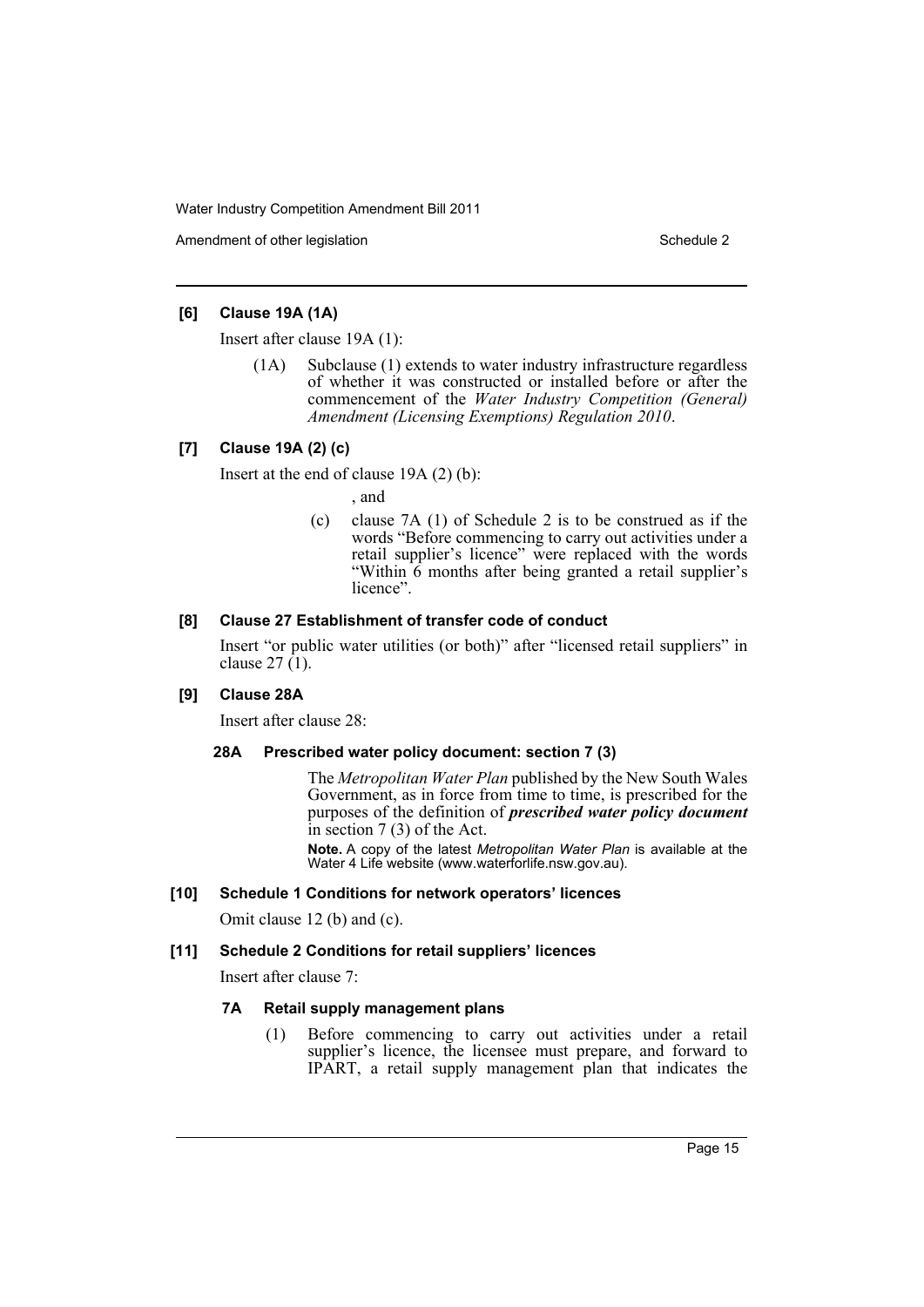#### [6] Clause 19A (1A)

Insert after clause 19A (1):

> (1A) Subclause (1) extends to water industry infrastructure regardless of whether it was constructed or installed before or after the commencement of the *Water Industry Competition (General) Amendment (Licensing Exemptions) Regulation 2010*.

#### [7] Clause 19A (2) (c)

Insert at the end of clause 19A (2) (b):

> , and
>
> (c) clause 7A (1) of Schedule 2 is to be construed as if the words "Before commencing to carry out activities under a retail supplier's licence" were replaced with the words "Within 6 months after being granted a retail supplier's licence".

#### [8] Clause 27 Establishment of transfer code of conduct

Insert "or public water utilities (or both)" after "licensed retail suppliers" in clause 27 (1).

#### [9] Clause 28A

Insert after clause 28:

> **28A Prescribed water policy document: section 7 (3)**
>
> The *Metropolitan Water Plan* published by the New South Wales Government, as in force from time to time, is prescribed for the purposes of the definition of ***prescribed water policy document*** in section 7 (3) of the Act.
>
> **Note.** A copy of the latest *Metropolitan Water Plan* is available at the Water 4 Life website (www.waterforlife.nsw.gov.au).

#### [10] Schedule 1 Conditions for network operators' licences

Omit clause 12 (b) and (c).

#### [11] Schedule 2 Conditions for retail suppliers' licences

Insert after clause 7:

> **7A Retail supply management plans**
>
> (1) Before commencing to carry out activities under a retail supplier's licence, the licensee must prepare, and forward to IPART, a retail supply management plan that indicates the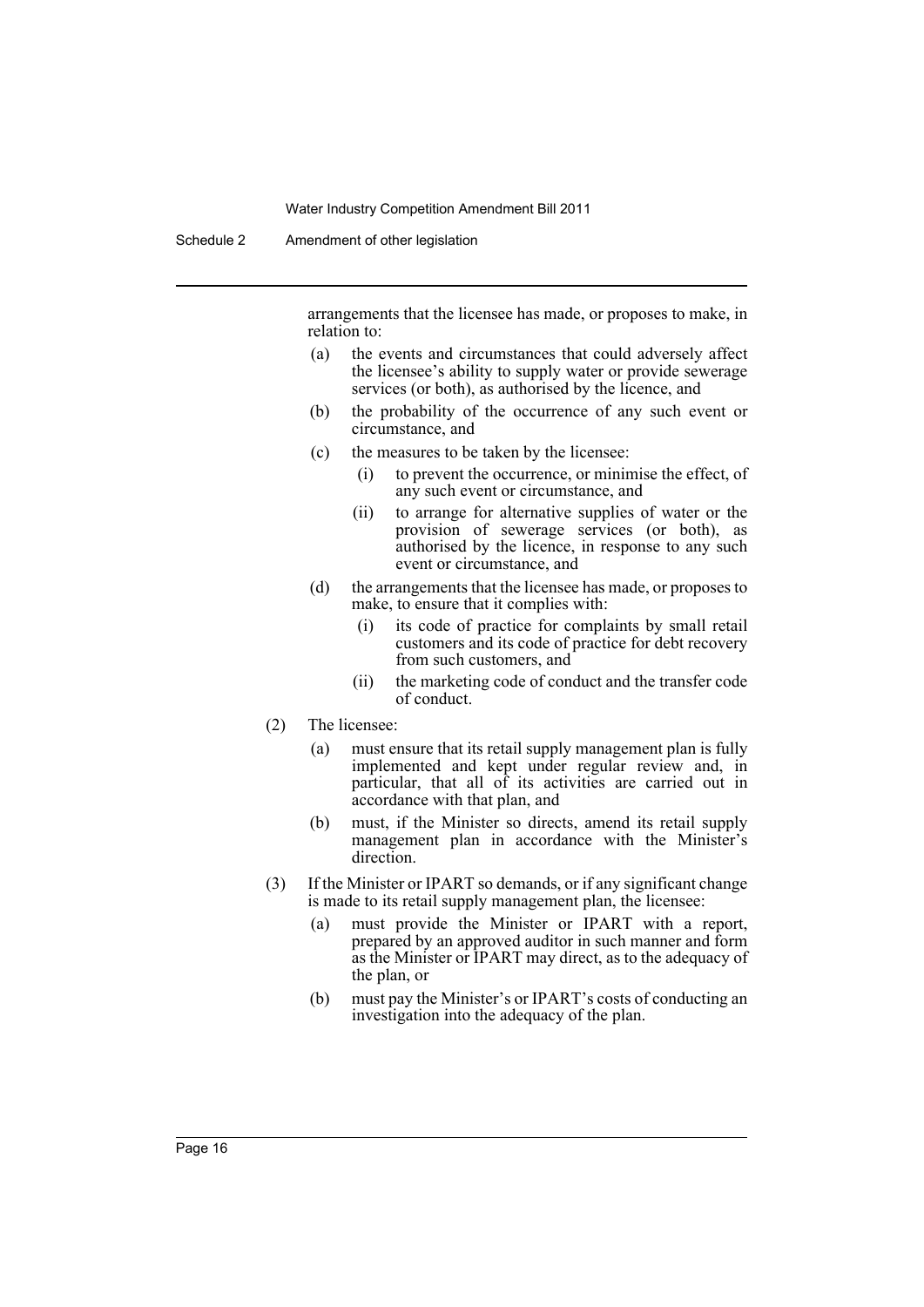arrangements that the licensee has made, or proposes to make, in relation to:

(a) the events and circumstances that could adversely affect the licensee's ability to supply water or provide sewerage services (or both), as authorised by the licence, and

(b) the probability of the occurrence of any such event or circumstance, and

(c) the measures to be taken by the licensee:

(i) to prevent the occurrence, or minimise the effect, of any such event or circumstance, and

(ii) to arrange for alternative supplies of water or the provision of sewerage services (or both), as authorised by the licence, in response to any such event or circumstance, and

(d) the arrangements that the licensee has made, or proposes to make, to ensure that it complies with:

(i) its code of practice for complaints by small retail customers and its code of practice for debt recovery from such customers, and

(ii) the marketing code of conduct and the transfer code of conduct.

(2) The licensee:

(a) must ensure that its retail supply management plan is fully implemented and kept under regular review and, in particular, that all of its activities are carried out in accordance with that plan, and

(b) must, if the Minister so directs, amend its retail supply management plan in accordance with the Minister's direction.

(3) If the Minister or IPART so demands, or if any significant change is made to its retail supply management plan, the licensee:

(a) must provide the Minister or IPART with a report, prepared by an approved auditor in such manner and form as the Minister or IPART may direct, as to the adequacy of the plan, or

(b) must pay the Minister's or IPART's costs of conducting an investigation into the adequacy of the plan.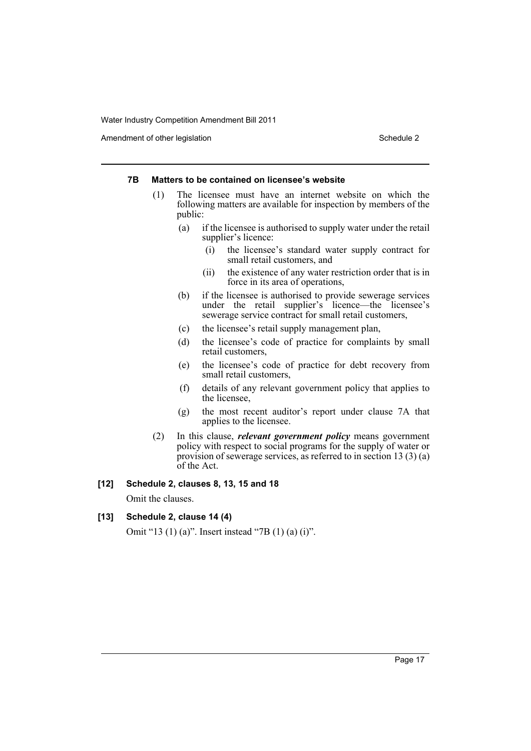#### 7B Matters to be contained on licensee's website

(1) The licensee must have an internet website on which the following matters are available for inspection by members of the public:

(a) if the licensee is authorised to supply water under the retail supplier's licence:

(i) the licensee's standard water supply contract for small retail customers, and

(ii) the existence of any water restriction order that is in force in its area of operations,

(b) if the licensee is authorised to provide sewerage services under the retail supplier's licence—the licensee's sewerage service contract for small retail customers,

(c) the licensee's retail supply management plan,

(d) the licensee's code of practice for complaints by small retail customers,

(e) the licensee's code of practice for debt recovery from small retail customers,

(f) details of any relevant government policy that applies to the licensee,

(g) the most recent auditor's report under clause 7A that applies to the licensee.

(2) In this clause, ***relevant government policy*** means government policy with respect to social programs for the supply of water or provision of sewerage services, as referred to in section 13 (3) (a) of the Act.

#### [12] Schedule 2, clauses 8, 13, 15 and 18

Omit the clauses.

#### [13] Schedule 2, clause 14 (4)

Omit "13 (1) (a)". Insert instead "7B (1) (a) (i)".